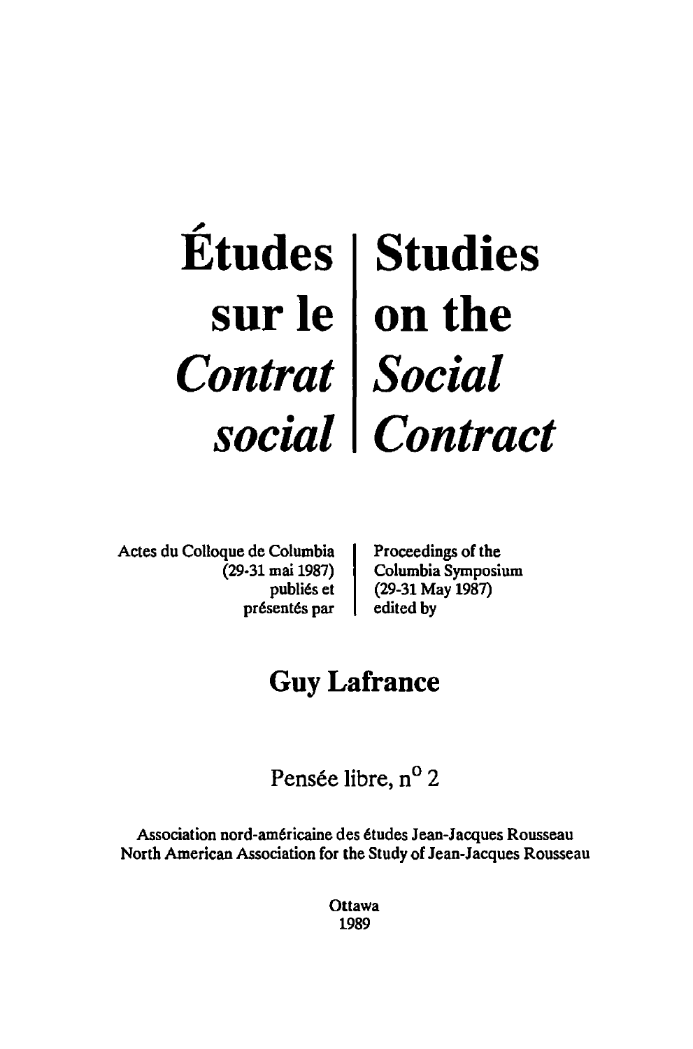# Études sur le *Contrat social*

# Studies on the *Social Contract*

Actes du Colloque de Columbia (29-31 mai 1987) publiés et présentés par

Proceedings of the Columbia Symposium (29-31 May 1987) edited by

## Guy Lafrance

Pensée libre, n° 2

Association nord-américaine des études Jean-Jacques Rousseau
North American Association for the Study of Jean-Jacques Rousseau

Ottawa
1989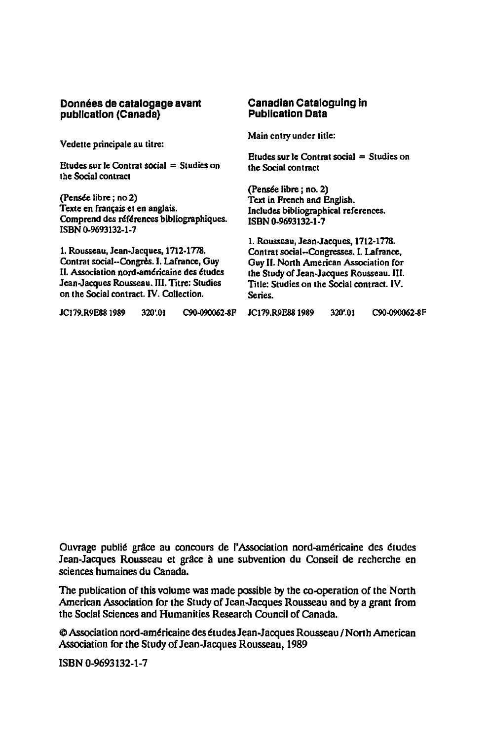**Données de catalogage avant publication (Canada)**

Vedette principale au titre:

Etudes sur le Contrat social = Studies on the Social contract

(Pensée libre ; no 2)
Texte en français et en anglais.
Comprend des références bibliographiques.
ISBN 0-9693132-1-7

1. Rousseau, Jean-Jacques, 1712-1778. Contrat social--Congrès. I. Lafrance, Guy II. Association nord-américaine des études Jean-Jacques Rousseau. III. Titre: Studies on the Social contract. IV. Collection.

JC179.R9E88 1989 320'.01 C90-090062-8F

**Canadian Cataloguing in Publication Data**

Main entry under title:

Etudes sur le Contrat social = Studies on the Social contract

(Pensée libre ; no. 2)
Text in French and English.
Includes bibliographical references.
ISBN 0-9693132-1-7

1. Rousseau, Jean-Jacques, 1712-1778. Contrat social--Congresses. I. Lafrance, Guy II. North American Association for the Study of Jean-Jacques Rousseau. III. Title: Studies on the Social contract. IV. Series.

JC179.R9E88 1989 320'.01 C90-090062-8F

Ouvrage publié grâce au concours de l'Association nord-américaine des études Jean-Jacques Rousseau et grâce à une subvention du Conseil de recherche en sciences humaines du Canada.

The publication of this volume was made possible by the co-operation of the North American Association for the Study of Jean-Jacques Rousseau and by a grant from the Social Sciences and Humanities Research Council of Canada.

© Association nord-américaine des études Jean-Jacques Rousseau / North American Association for the Study of Jean-Jacques Rousseau, 1989

ISBN 0-9693132-1-7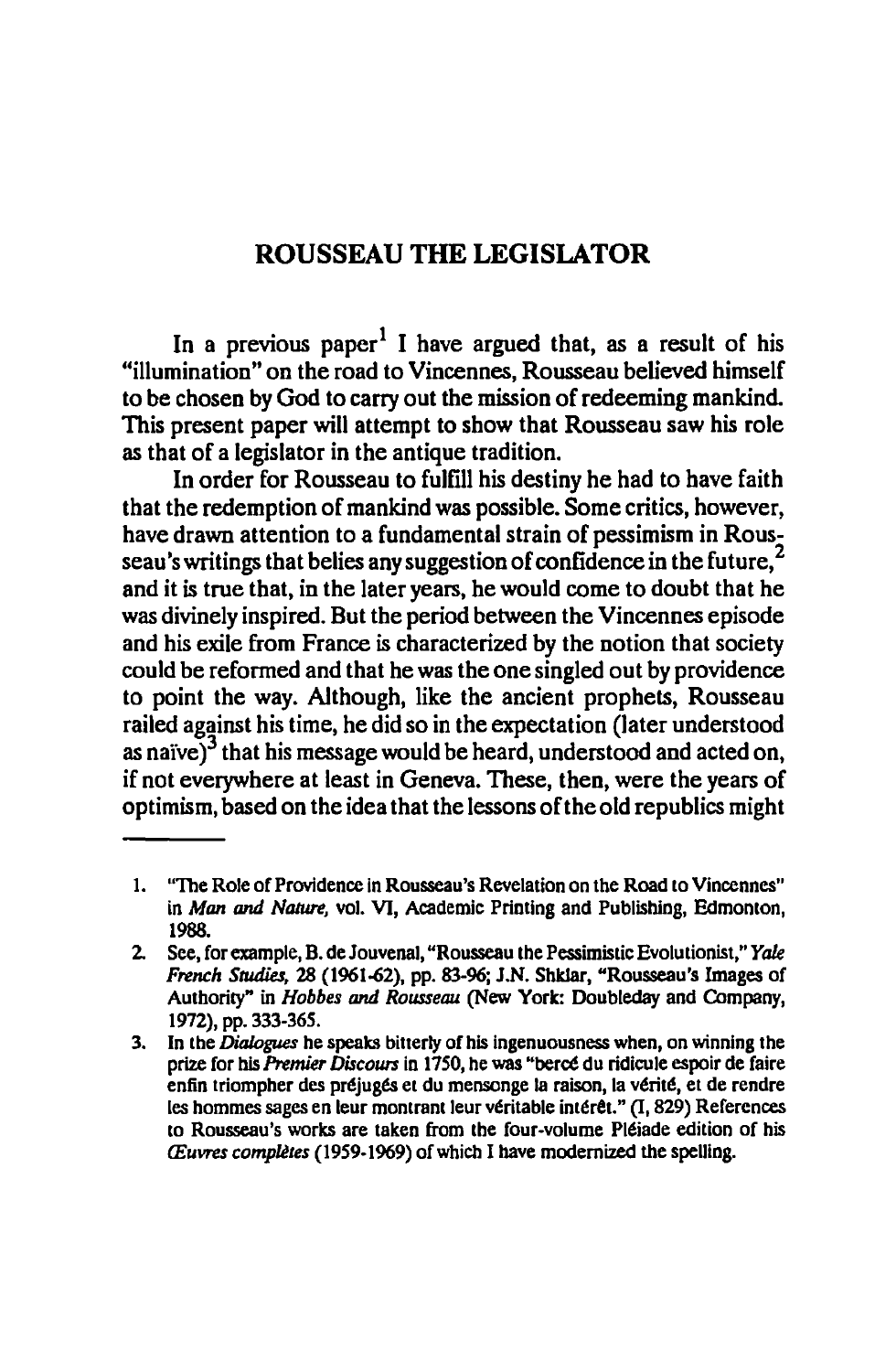# ROUSSEAU THE LEGISLATOR

In a previous paper[1] I have argued that, as a result of his "illumination" on the road to Vincennes, Rousseau believed himself to be chosen by God to carry out the mission of redeeming mankind. This present paper will attempt to show that Rousseau saw his role as that of a legislator in the antique tradition.

In order for Rousseau to fulfill his destiny he had to have faith that the redemption of mankind was possible. Some critics, however, have drawn attention to a fundamental strain of pessimism in Rousseau's writings that belies any suggestion of confidence in the future,[2] and it is true that, in the later years, he would come to doubt that he was divinely inspired. But the period between the Vincennes episode and his exile from France is characterized by the notion that society could be reformed and that he was the one singled out by providence to point the way. Although, like the ancient prophets, Rousseau railed against his time, he did so in the expectation (later understood as naïve)[3] that his message would be heard, understood and acted on, if not everywhere at least in Geneva. These, then, were the years of optimism, based on the idea that the lessons of the old republics might

---

1. "The Role of Providence in Rousseau's Revelation on the Road to Vincennes" in *Man and Nature*, vol. VI, Academic Printing and Publishing, Edmonton, 1988.
2. See, for example, B. de Jouvenal, "Rousseau the Pessimistic Evolutionist," *Yale French Studies*, 28 (1961-62), pp. 83-96; J.N. Shklar, "Rousseau's Images of Authority" in *Hobbes and Rousseau* (New York: Doubleday and Company, 1972), pp. 333-365.
3. In the *Dialogues* he speaks bitterly of his ingenuousness when, on winning the prize for his *Premier Discours* in 1750, he was "bercé du ridicule espoir de faire enfin triompher des préjugés et du mensonge la raison, la vérité, et de rendre les hommes sages en leur montrant leur véritable intérêt." (I, 829) References to Rousseau's works are taken from the four-volume Pléiade edition of his *Œuvres complètes* (1959-1969) of which I have modernized the spelling.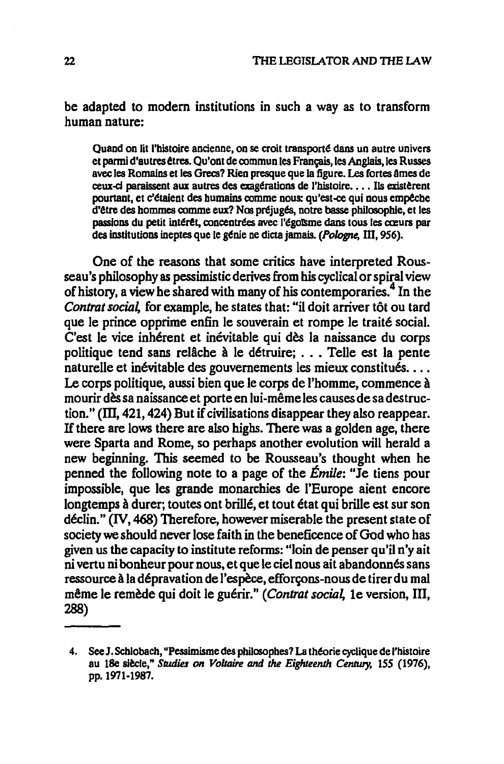be adapted to modern institutions in such a way as to transform human nature:

> Quand on lit l'histoire ancienne, on se croit transporté dans un autre univers et parmi d'autres êtres. Qu'ont de commun les Français, les Anglais, les Russes avec les Romains et les Grecs? Rien presque que la figure. Les fortes âmes de ceux-ci paraissent aux autres des exagérations de l'histoire. . . . Ils existèrent pourtant, et c'étaient des humains comme nous: qu'est-ce qui nous empêche d'être des hommes comme eux? Nos préjugés, notre basse philosophie, et les passions du petit intérêt, concentrées avec l'égoïsme dans tous les cœurs par des institutions ineptes que le génie ne dicta jamais. (*Pologne*, III, 956).

One of the reasons that some critics have interpreted Rousseau's philosophy as pessimistic derives from his cyclical or spiral view of history, a view he shared with many of his contemporaries.[4] In the *Contrat social*, for example, he states that: "il doit arriver tôt ou tard que le prince opprime enfin le souverain et rompe le traité social. C'est le vice inhérent et inévitable qui dès la naissance du corps politique tend sans relâche à le détruire; . . . Telle est la pente naturelle et inévitable des gouvernements les mieux constitués. . . . Le corps politique, aussi bien que le corps de l'homme, commence à mourir dès sa naissance et porte en lui-même les causes de sa destruction." (III, 421, 424) But if civilisations disappear they also reappear. If there are lows there are also highs. There was a golden age, there were Sparta and Rome, so perhaps another evolution will herald a new beginning. This seemed to be Rousseau's thought when he penned the following note to a page of the *Émile*: "Je tiens pour impossible, que les grande monarchies de l'Europe aient encore longtemps à durer; toutes ont brillé, et tout état qui brille est sur son déclin." (IV, 468) Therefore, however miserable the present state of society we should never lose faith in the beneficence of God who has given us the capacity to institute reforms: "loin de penser qu'il n'y ait ni vertu ni bonheur pour nous, et que le ciel nous ait abandonnés sans ressource à la dépravation de l'espèce, efforçons-nous de tirer du mal même le remède qui doit le guérir." (*Contrat social*, 1e version, III, 288)

---

4. See J. Schlobach, "Pessimisme des philosophes? La théorie cyclique de l'histoire au 18e siècle," *Studies on Voltaire and the Eighteenth Century*, 155 (1976), pp. 1971-1987.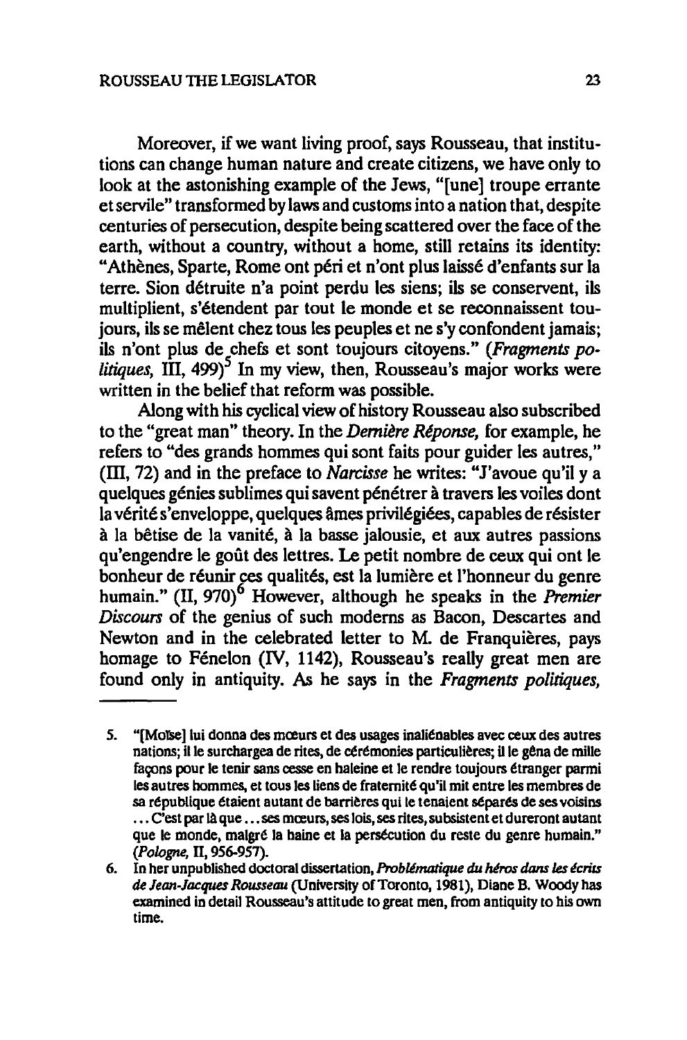Moreover, if we want living proof, says Rousseau, that institutions can change human nature and create citizens, we have only to look at the astonishing example of the Jews, "[une] troupe errante et servile" transformed by laws and customs into a nation that, despite centuries of persecution, despite being scattered over the face of the earth, without a country, without a home, still retains its identity: "Athènes, Sparte, Rome ont péri et n'ont plus laissé d'enfants sur la terre. Sion détruite n'a point perdu les siens; ils se conservent, ils multiplient, s'étendent par tout le monde et se reconnaissent toujours, ils se mêlent chez tous les peuples et ne s'y confondent jamais; ils n'ont plus de chefs et sont toujours citoyens." (*Fragments politiques*, III, 499)[5] In my view, then, Rousseau's major works were written in the belief that reform was possible.

Along with his cyclical view of history Rousseau also subscribed to the "great man" theory. In the *Dernière Réponse*, for example, he refers to "des grands hommes qui sont faits pour guider les autres," (III, 72) and in the preface to *Narcisse* he writes: "J'avoue qu'il y a quelques génies sublimes qui savent pénétrer à travers les voiles dont la vérité s'enveloppe, quelques âmes privilégiées, capables de résister à la bêtise de la vanité, à la basse jalousie, et aux autres passions qu'engendre le goût des lettres. Le petit nombre de ceux qui ont le bonheur de réunir ces qualités, est la lumière et l'honneur du genre humain." (II, 970)[6] However, although he speaks in the *Premier Discours* of the genius of such moderns as Bacon, Descartes and Newton and in the celebrated letter to M. de Franquières, pays homage to Fénelon (IV, 1142), Rousseau's really great men are found only in antiquity. As he says in the *Fragments politiques*,

---

5. "[Moïse] lui donna des mœurs et des usages inaliénables avec ceux des autres nations; il le surchargea de rites, de cérémonies particulières; il le gêna de mille façons pour le tenir sans cesse en haleine et le rendre toujours étranger parmi les autres hommes, et tous les liens de fraternité qu'il mit entre les membres de sa république étaient autant de barrières qui le tenaient séparés de ses voisins ... C'est par là que ... ses mœurs, ses lois, ses rites, subsistent et dureront autant que le monde, malgré la haine et la persécution du reste du genre humain." (*Pologne*, II, 956-957).

6. In her unpublished doctoral dissertation, *Problématique du héros dans les écrits de Jean-Jacques Rousseau* (University of Toronto, 1981), Diane B. Woody has examined in detail Rousseau's attitude to great men, from antiquity to his own time.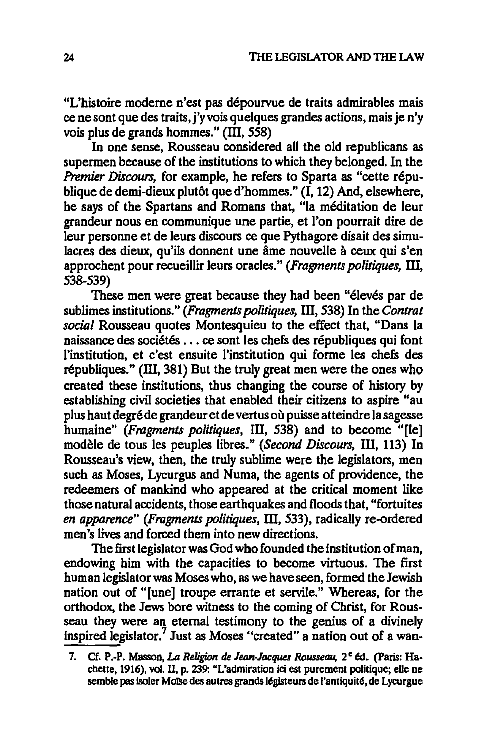"L'histoire moderne n'est pas dépourvue de traits admirables mais ce ne sont que des traits, j'y vois quelques grandes actions, mais je n'y vois plus de grands hommes." (III, 558)

In one sense, Rousseau considered all the old republicans as supermen because of the institutions to which they belonged. In the *Premier Discours*, for example, he refers to Sparta as "cette république de demi-dieux plutôt que d'hommes." (I, 12) And, elsewhere, he says of the Spartans and Romans that, "la méditation de leur grandeur nous en communique une partie, et l'on pourrait dire de leur personne et de leurs discours ce que Pythagore disait des simulacres des dieux, qu'ils donnent une âme nouvelle à ceux qui s'en approchent pour recueillir leurs oracles." (*Fragments politiques*, III, 538-539)

These men were great because they had been "élevés par de sublimes institutions." (*Fragments politiques*, III, 538) In the *Contrat social* Rousseau quotes Montesquieu to the effect that, "Dans la naissance des sociétés . . . ce sont les chefs des républiques qui font l'institution, et c'est ensuite l'institution qui forme les chefs des républiques." (III, 381) But the truly great men were the ones who created these institutions, thus changing the course of history by establishing civil societies that enabled their citizens to aspire "au plus haut degré de grandeur et de vertus où puisse atteindre la sagesse humaine" (*Fragments politiques*, III, 538) and to become "[le] modèle de tous les peuples libres." (*Second Discours*, III, 113) In Rousseau's view, then, the truly sublime were the legislators, men such as Moses, Lycurgus and Numa, the agents of providence, the redeemers of mankind who appeared at the critical moment like those natural accidents, those earthquakes and floods that, "fortuites *en apparence*" (*Fragments politiques*, III, 533), radically re-ordered men's lives and forced them into new directions.

The first legislator was God who founded the institution of man, endowing him with the capacities to become virtuous. The first human legislator was Moses who, as we have seen, formed the Jewish nation out of "[une] troupe errante et servile." Whereas, for the orthodox, the Jews bore witness to the coming of Christ, for Rousseau they were an eternal testimony to the genius of a divinely inspired legislator.[7] Just as Moses "created" a nation out of a wan-

7. Cf. P.-P. Masson, *La Religion de Jean-Jacques Rousseau*, 2[e] éd. (Paris: Hachette, 1916), vol. II, p. 239: "L'admiration ici est purement politique; elle ne semble pas isoler Moïse des autres grands législateurs de l'antiquité, de Lycurgue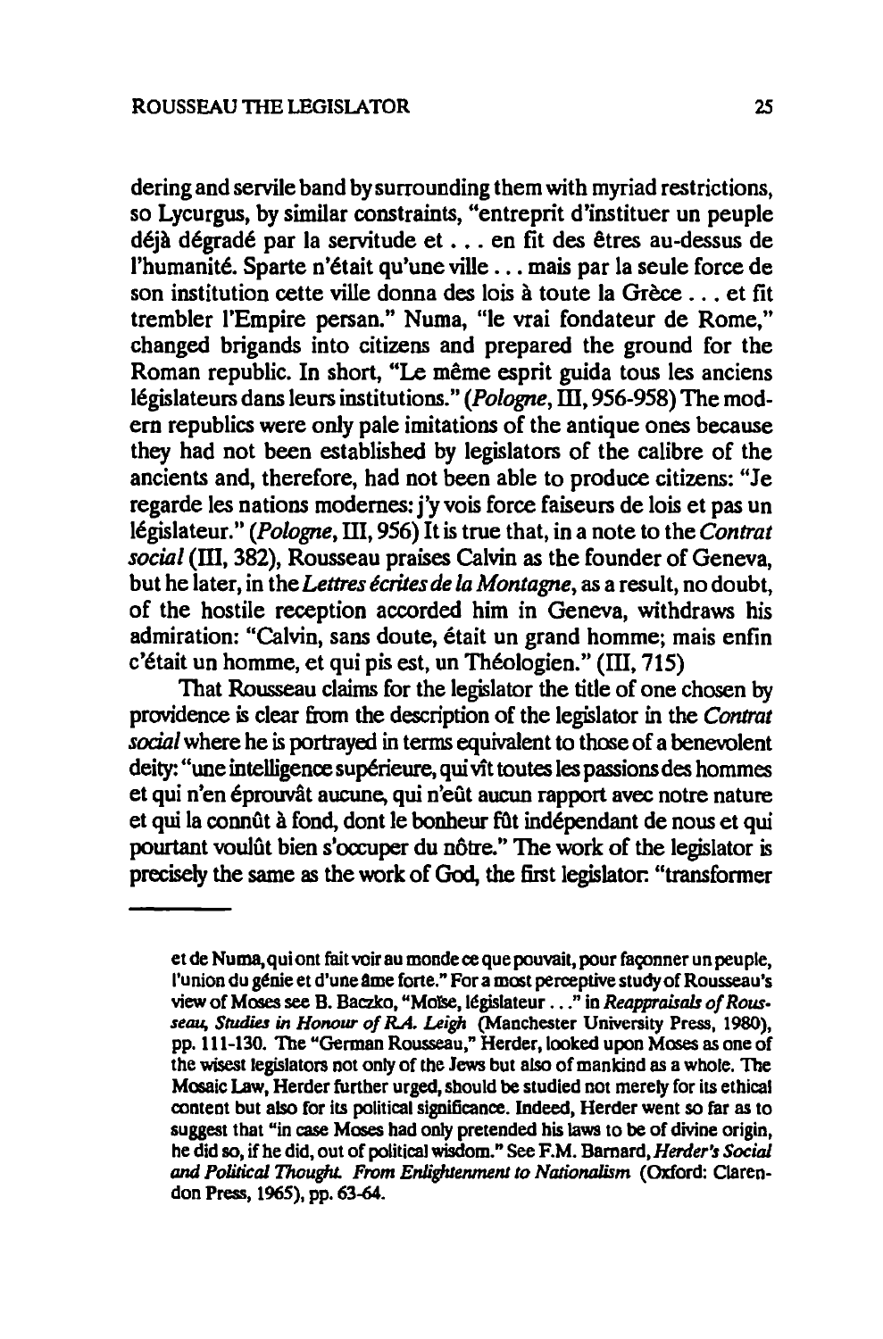dering and servile band by surrounding them with myriad restrictions, so Lycurgus, by similar constraints, "entreprit d'instituer un peuple déjà dégradé par la servitude et . . . en fit des êtres au-dessus de l'humanité. Sparte n'était qu'une ville . . . mais par la seule force de son institution cette ville donna des lois à toute la Grèce . . . et fit trembler l'Empire persan." Numa, "le vrai fondateur de Rome," changed brigands into citizens and prepared the ground for the Roman republic. In short, "Le même esprit guida tous les anciens législateurs dans leurs institutions." (*Pologne*, III, 956-958) The modern republics were only pale imitations of the antique ones because they had not been established by legislators of the calibre of the ancients and, therefore, had not been able to produce citizens: "Je regarde les nations modernes: j'y vois force faiseurs de lois et pas un législateur." (*Pologne*, III, 956) It is true that, in a note to the *Contrat social* (III, 382), Rousseau praises Calvin as the founder of Geneva, but he later, in the *Lettres écrites de la Montagne*, as a result, no doubt, of the hostile reception accorded him in Geneva, withdraws his admiration: "Calvin, sans doute, était un grand homme; mais enfin c'était un homme, et qui pis est, un Théologien." (III, 715)

That Rousseau claims for the legislator the title of one chosen by providence is clear from the description of the legislator in the *Contrat social* where he is portrayed in terms equivalent to those of a benevolent deity: "une intelligence supérieure, qui vît toutes les passions des hommes et qui n'en éprouvât aucune, qui n'eût aucun rapport avec notre nature et qui la connût à fond, dont le bonheur fût indépendant de nous et qui pourtant voulût bien s'occuper du nôtre." The work of the legislator is precisely the same as the work of God, the first legislator: "transformer

---

et de Numa, qui ont fait voir au monde ce que pouvait, pour façonner un peuple, l'union du génie et d'une âme forte." For a most perceptive study of Rousseau's view of Moses see B. Baczko, "Moïse, législateur . . ." in *Reappraisals of Rousseau, Studies in Honour of R.A. Leigh* (Manchester University Press, 1980), pp. 111-130. The "German Rousseau," Herder, looked upon Moses as one of the wisest legislators not only of the Jews but also of mankind as a whole. The Mosaic Law, Herder further urged, should be studied not merely for its ethical content but also for its political significance. Indeed, Herder went so far as to suggest that "in case Moses had only pretended his laws to be of divine origin, he did so, if he did, out of political wisdom." See F.M. Barnard, *Herder's Social and Political Thought. From Enlightenment to Nationalism* (Oxford: Clarendon Press, 1965), pp. 63-64.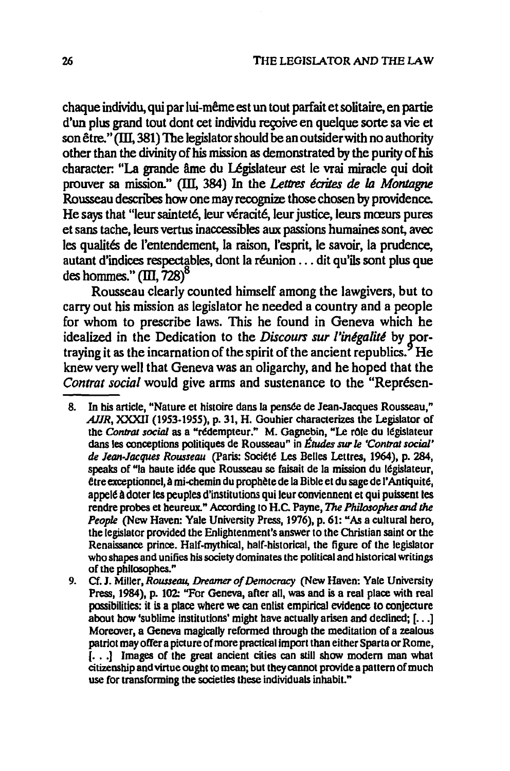chaque individu, qui par lui-même est un tout parfait et solitaire, en partie d'un plus grand tout dont cet individu reçoive en quelque sorte sa vie et son être." (III, 381) The legislator should be an outsider with no authority other than the divinity of his mission as demonstrated by the purity of his character: "La grande âme du Législateur est le vrai miracle qui doit prouver sa mission." (III, 384) In the *Lettres écrites de la Montagne* Rousseau describes how one may recognize those chosen by providence. He says that "leur sainteté, leur véracité, leur justice, leurs mœurs pures et sans tache, leurs vertus inaccessibles aux passions humaines sont, avec les qualités de l'entendement, la raison, l'esprit, le savoir, la prudence, autant d'indices respectables, dont la réunion . . . dit qu'ils sont plus que des hommes." (III, 728)[8]

Rousseau clearly counted himself among the lawgivers, but to carry out his mission as legislator he needed a country and a people for whom to prescribe laws. This he found in Geneva which he idealized in the Dedication to the *Discours sur l'inégalité* by portraying it as the incarnation of the spirit of the ancient republics.[9] He knew very well that Geneva was an oligarchy, and he hoped that the *Contrat social* would give arms and sustenance to the "Représen-

---

8. In his article, "Nature et histoire dans la pensée de Jean-Jacques Rousseau," *AJJR*, XXXIII (1953-1955), p. 31, H. Gouhier characterizes the Legislator of the *Contrat social* as a "rédempteur." M. Gagnebin, "Le rôle du législateur dans les conceptions politiques de Rousseau" in *Études sur le 'Contrat social' de Jean-Jacques Rousseau* (Paris: Société Les Belles Lettres, 1964), p. 284, speaks of "la haute idée que Rousseau se faisait de la mission du législateur, être exceptionnel, à mi-chemin du prophète de la Bible et du sage de l'Antiquité, appelé à doter les peuples d'institutions qui leur conviennent et qui puissent les rendre probes et heureux." According to H.C. Payne, *The Philosophes and the People* (New Haven: Yale University Press, 1976), p. 61: "As a cultural hero, the legislator provided the Enlightenment's answer to the Christian saint or the Renaissance prince. Half-mythical, half-historical, the figure of the legislator who shapes and unifies his society dominates the political and historical writings of the philosophes."

9. Cf. J. Miller, *Rousseau, Dreamer of Democracy* (New Haven: Yale University Press, 1984), p. 102: "For Geneva, after all, was and is a real place with real possibilities: it is a place where we can enlist empirical evidence to conjecture about how 'sublime institutions' might have actually arisen and declined; [. . .] Moreover, a Geneva magically reformed through the meditation of a zealous patriot may offer a picture of more practical import than either Sparta or Rome, [. . .] Images of the great ancient cities can still show modern man what citizenship and virtue ought to mean; but they cannot provide a pattern of much use for transforming the societies these individuals inhabit."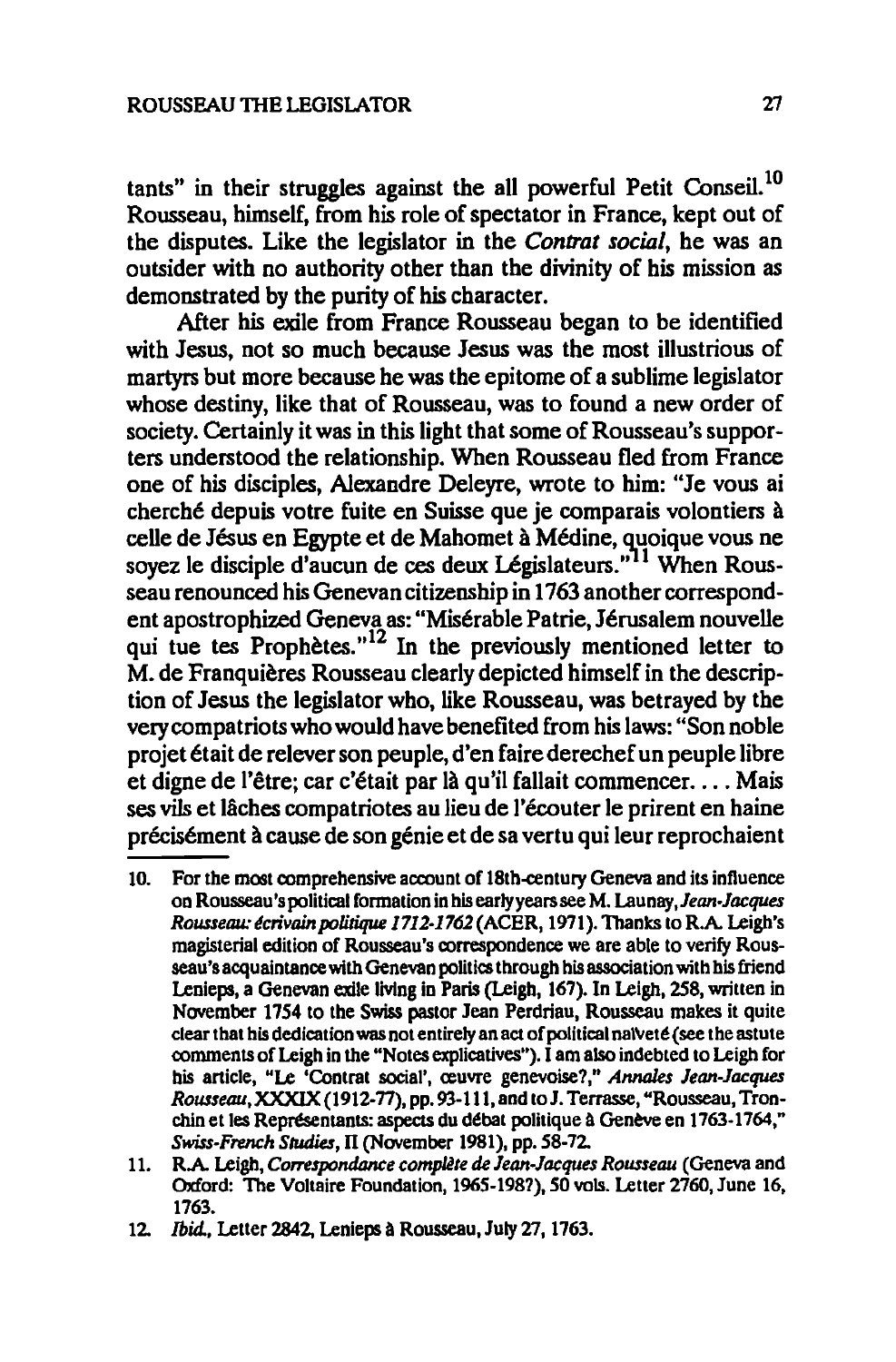tants" in their struggles against the all powerful Petit Conseil.[10] Rousseau, himself, from his role of spectator in France, kept out of the disputes. Like the legislator in the *Contrat social*, he was an outsider with no authority other than the divinity of his mission as demonstrated by the purity of his character.

After his exile from France Rousseau began to be identified with Jesus, not so much because Jesus was the most illustrious of martyrs but more because he was the epitome of a sublime legislator whose destiny, like that of Rousseau, was to found a new order of society. Certainly it was in this light that some of Rousseau's supporters understood the relationship. When Rousseau fled from France one of his disciples, Alexandre Deleyre, wrote to him: "Je vous ai cherché depuis votre fuite en Suisse que je comparais volontiers à celle de Jésus en Egypte et de Mahomet à Médine, quoique vous ne soyez le disciple d'aucun de ces deux Législateurs."[11] When Rousseau renounced his Genevan citizenship in 1763 another correspondent apostrophized Geneva as: "Misérable Patrie, Jérusalem nouvelle qui tue tes Prophètes."[12] In the previously mentioned letter to M. de Franquières Rousseau clearly depicted himself in the description of Jesus the legislator who, like Rousseau, was betrayed by the very compatriots who would have benefited from his laws: "Son noble projet était de relever son peuple, d'en faire derechef un peuple libre et digne de l'être; car c'était par là qu'il fallait commencer.... Mais ses vils et lâches compatriotes au lieu de l'écouter le prirent en haine précisément à cause de son génie et de sa vertu qui leur reprochaient

---

10. For the most comprehensive account of 18th-century Geneva and its influence on Rousseau's political formation in his early years see M. Launay, *Jean-Jacques Rousseau: écrivain politique 1712-1762* (ACER, 1971). Thanks to R.A. Leigh's magisterial edition of Rousseau's correspondence we are able to verify Rousseau's acquaintance with Genevan politics through his association with his friend Lenieps, a Genevan exile living in Paris (Leigh, 167). In Leigh, 258, written in November 1754 to the Swiss pastor Jean Perdriau, Rousseau makes it quite clear that his dedication was not entirely an act of political naïveté (see the astute comments of Leigh in the "Notes explicatives"). I am also indebted to Leigh for his article, "Le 'Contrat social', œuvre genevoise?," *Annales Jean-Jacques Rousseau*, XXXIX (1912-77), pp. 93-111, and to J. Terrasse, "Rousseau, Tronchin et les Représentants: aspects du débat politique à Genève en 1763-1764," *Swiss-French Studies*, II (November 1981), pp. 58-72.

11. R.A. Leigh, *Correspondance complète de Jean-Jacques Rousseau* (Geneva and Oxford: The Voltaire Foundation, 1965-198?), 50 vols. Letter 2760, June 16, 1763.

12. *Ibid.*, Letter 2842, Lenieps à Rousseau, July 27, 1763.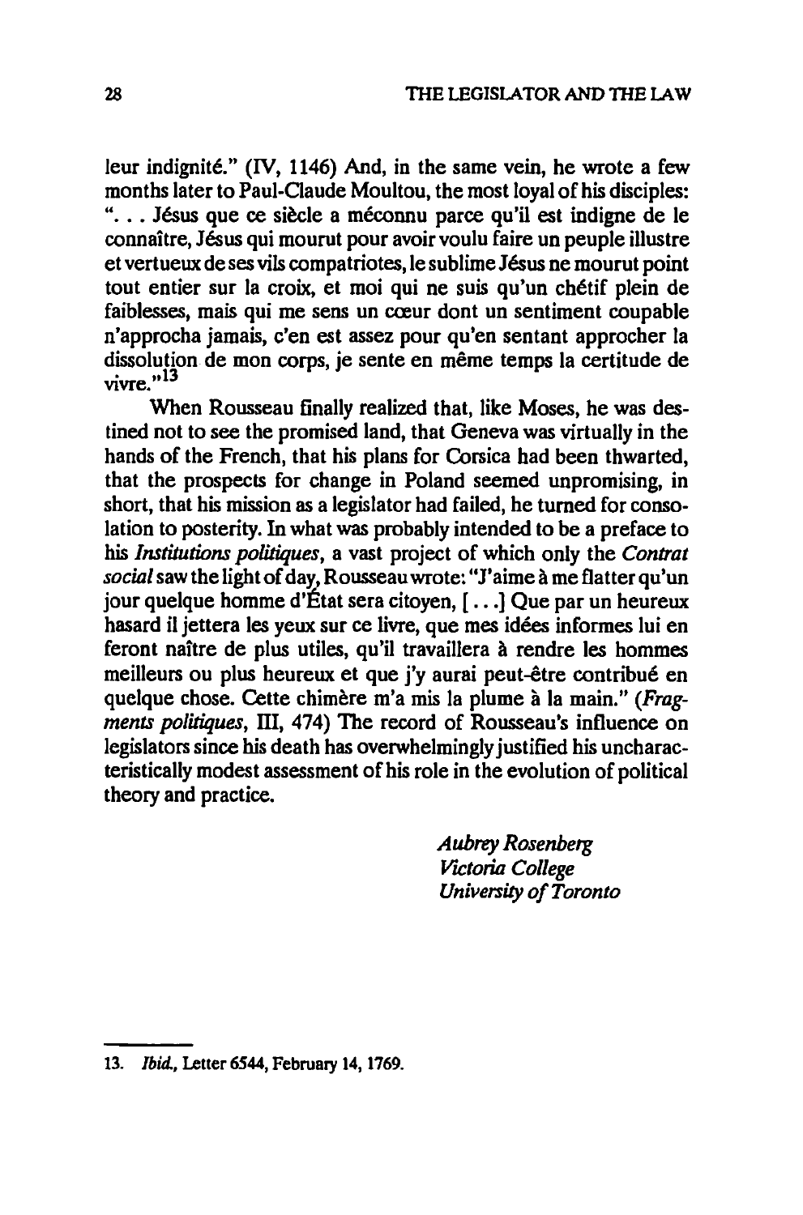leur indignité." (IV, 1146) And, in the same vein, he wrote a few months later to Paul-Claude Moultou, the most loyal of his disciples: ". . . Jésus que ce siècle a méconnu parce qu'il est indigne de le connaître, Jésus qui mourut pour avoir voulu faire un peuple illustre et vertueux de ses vils compatriotes, le sublime Jésus ne mourut point tout entier sur la croix, et moi qui ne suis qu'un chétif plein de faiblesses, mais qui me sens un cœur dont un sentiment coupable n'approcha jamais, c'en est assez pour qu'en sentant approcher la dissolution de mon corps, je sente en même temps la certitude de vivre."[13]

When Rousseau finally realized that, like Moses, he was destined not to see the promised land, that Geneva was virtually in the hands of the French, that his plans for Corsica had been thwarted, that the prospects for change in Poland seemed unpromising, in short, that his mission as a legislator had failed, he turned for consolation to posterity. In what was probably intended to be a preface to his *Institutions politiques*, a vast project of which only the *Contrat social* saw the light of day, Rousseau wrote: "J'aime à me flatter qu'un jour quelque homme d'État sera citoyen, [. . .] Que par un heureux hasard il jettera les yeux sur ce livre, que mes idées informes lui en feront naître de plus utiles, qu'il travaillera à rendre les hommes meilleurs ou plus heureux et que j'y aurai peut-être contribué en quelque chose. Cette chimère m'a mis la plume à la main." (*Fragments politiques*, III, 474) The record of Rousseau's influence on legislators since his death has overwhelmingly justified his uncharacteristically modest assessment of his role in the evolution of political theory and practice.

*Aubrey Rosenberg*
*Victoria College*
*University of Toronto*

---

13. *Ibid.*, Letter 6544, February 14, 1769.